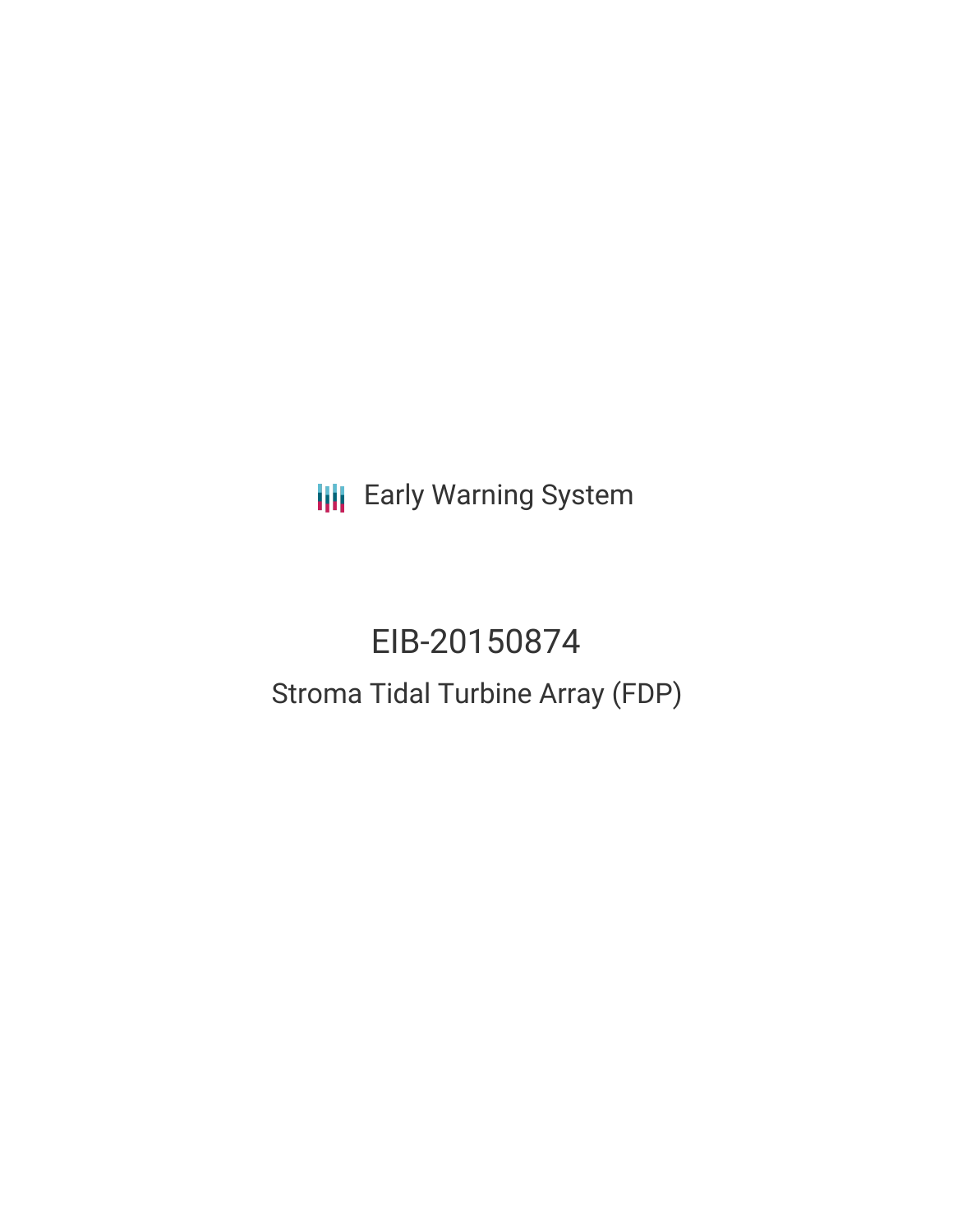Early Warning System

# EIB-20150874

## Stroma Tidal Turbine Array (FDP)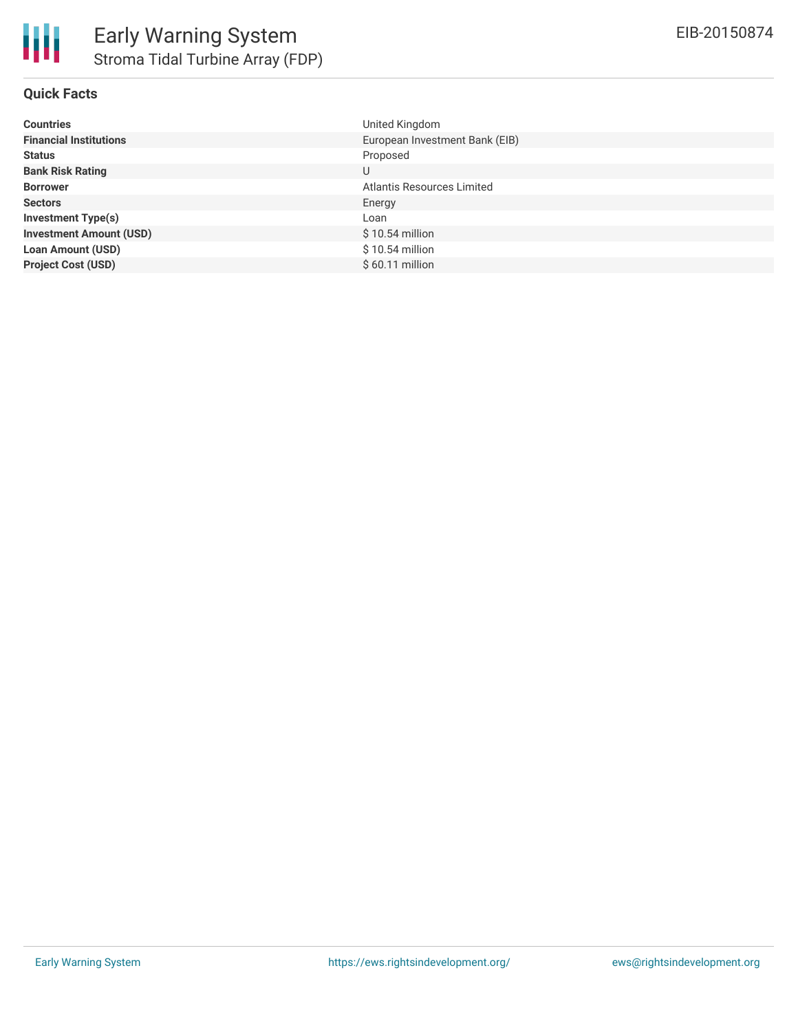# Early Warning System

## Stroma Tidal Turbine Array (FDP)

EIB-20150874

### Quick Facts

| | |
|---|---|
| **Countries** | United Kingdom |
| **Financial Institutions** | European Investment Bank (EIB) |
| **Status** | Proposed |
| **Bank Risk Rating** | U |
| **Borrower** | Atlantis Resources Limited |
| **Sectors** | Energy |
| **Investment Type(s)** | Loan |
| **Investment Amount (USD)** | $ 10.54 million |
| **Loan Amount (USD)** | $ 10.54 million |
| **Project Cost (USD)** | $ 60.11 million |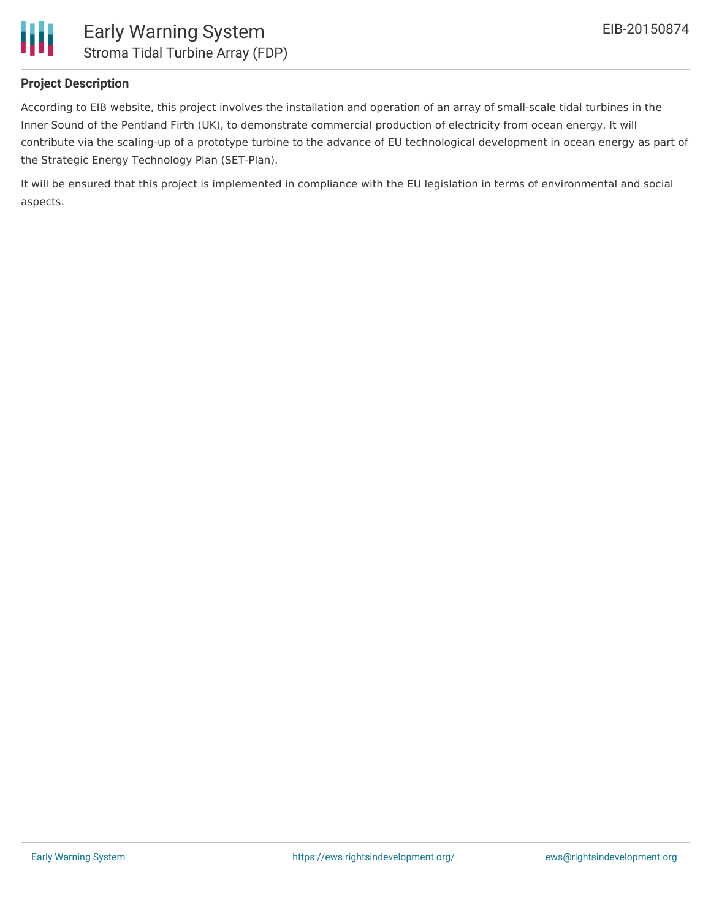## Project Description

According to EIB website, this project involves the installation and operation of an array of small-scale tidal turbines in the Inner Sound of the Pentland Firth (UK), to demonstrate commercial production of electricity from ocean energy. It will contribute via the scaling-up of a prototype turbine to the advance of EU technological development in ocean energy as part of the Strategic Energy Technology Plan (SET-Plan).

It will be ensured that this project is implemented in compliance with the EU legislation in terms of environmental and social aspects.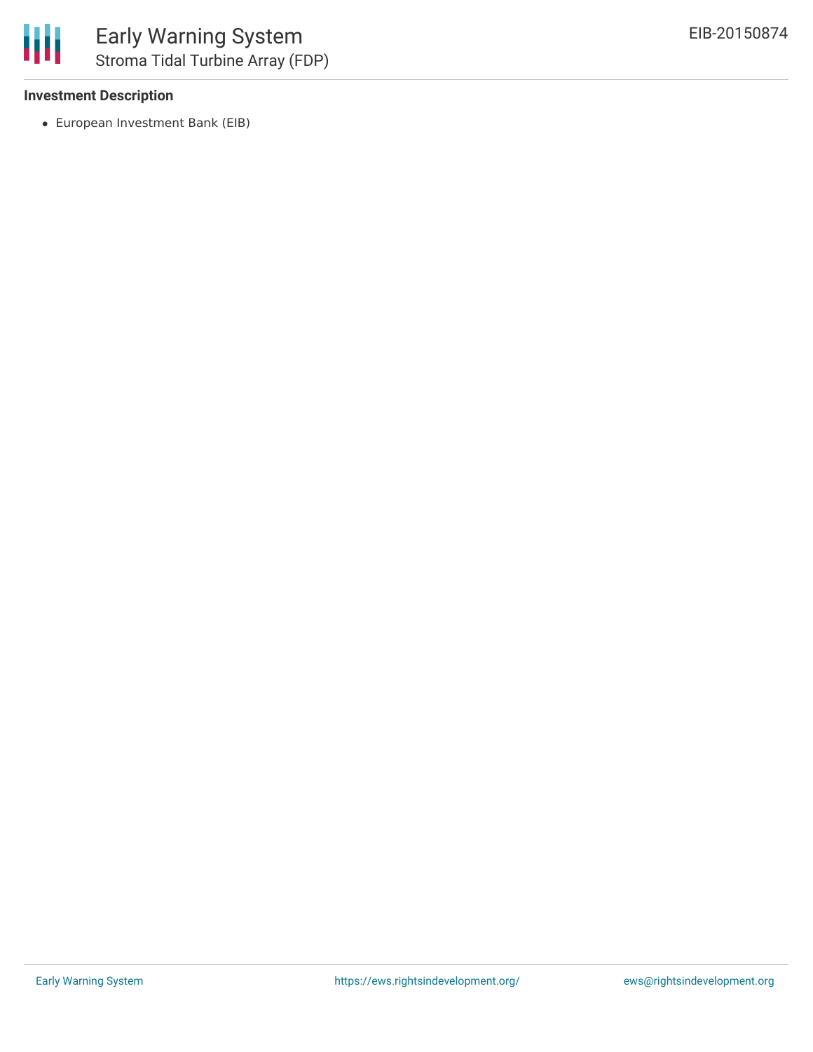### Investment Description

- European Investment Bank (EIB)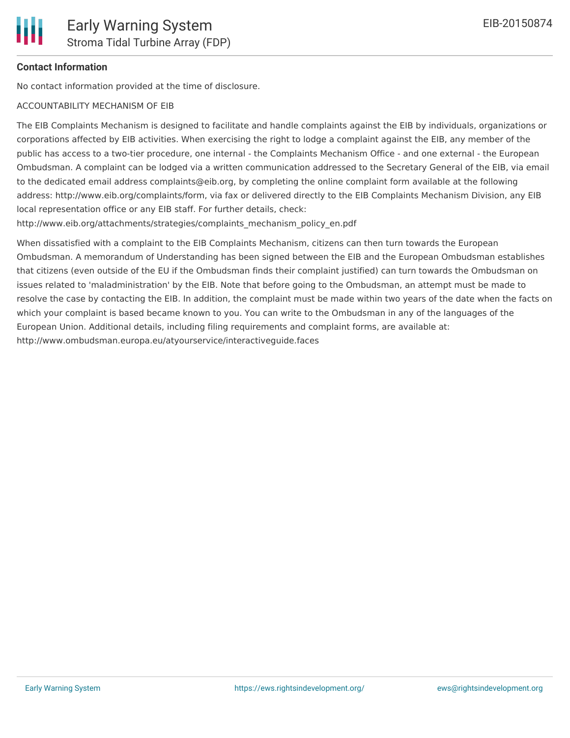**Contact Information**

No contact information provided at the time of disclosure.

ACCOUNTABILITY MECHANISM OF EIB

The EIB Complaints Mechanism is designed to facilitate and handle complaints against the EIB by individuals, organizations or corporations affected by EIB activities. When exercising the right to lodge a complaint against the EIB, any member of the public has access to a two-tier procedure, one internal - the Complaints Mechanism Office - and one external - the European Ombudsman. A complaint can be lodged via a written communication addressed to the Secretary General of the EIB, via email to the dedicated email address complaints@eib.org, by completing the online complaint form available at the following address: http://www.eib.org/complaints/form, via fax or delivered directly to the EIB Complaints Mechanism Division, any EIB local representation office or any EIB staff. For further details, check: http://www.eib.org/attachments/strategies/complaints_mechanism_policy_en.pdf

When dissatisfied with a complaint to the EIB Complaints Mechanism, citizens can then turn towards the European Ombudsman. A memorandum of Understanding has been signed between the EIB and the European Ombudsman establishes that citizens (even outside of the EU if the Ombudsman finds their complaint justified) can turn towards the Ombudsman on issues related to 'maladministration' by the EIB. Note that before going to the Ombudsman, an attempt must be made to resolve the case by contacting the EIB. In addition, the complaint must be made within two years of the date when the facts on which your complaint is based became known to you. You can write to the Ombudsman in any of the languages of the European Union. Additional details, including filing requirements and complaint forms, are available at: http://www.ombudsman.europa.eu/atyourservice/interactiveguide.faces